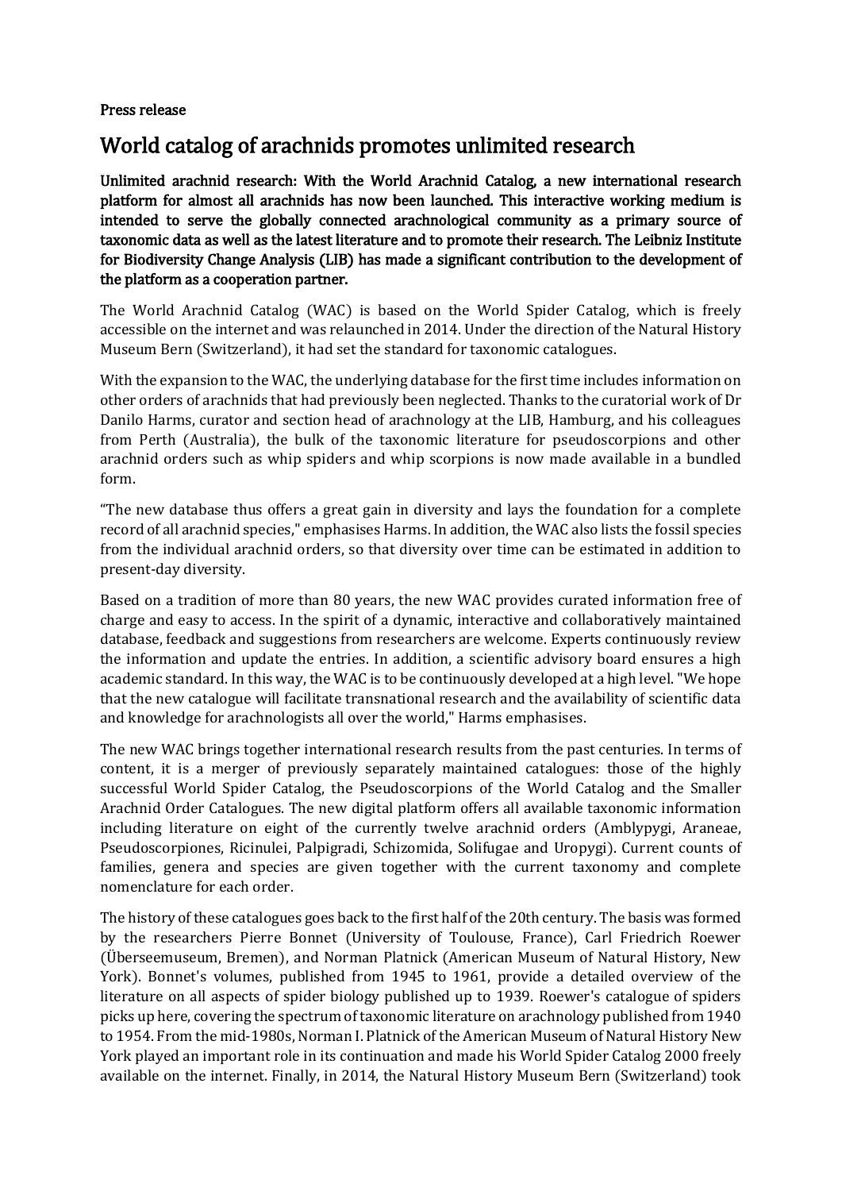Press release

# World catalog of arachnids promotes unlimited research

**Unlimited arachnid research: With the World Arachnid Catalog, a new international research platform for almost all arachnids has now been launched. This interactive working medium is intended to serve the globally connected arachnological community as a primary source of taxonomic data as well as the latest literature and to promote their research. The Leibniz Institute for Biodiversity Change Analysis (LIB) has made a significant contribution to the development of the platform as a cooperation partner.**

The World Arachnid Catalog (WAC) is based on the World Spider Catalog, which is freely accessible on the internet and was relaunched in 2014. Under the direction of the Natural History Museum Bern (Switzerland), it had set the standard for taxonomic catalogues.

With the expansion to the WAC, the underlying database for the first time includes information on other orders of arachnids that had previously been neglected. Thanks to the curatorial work of Dr Danilo Harms, curator and section head of arachnology at the LIB, Hamburg, and his colleagues from Perth (Australia), the bulk of the taxonomic literature for pseudoscorpions and other arachnid orders such as whip spiders and whip scorpions is now made available in a bundled form.

"The new database thus offers a great gain in diversity and lays the foundation for a complete record of all arachnid species," emphasises Harms. In addition, the WAC also lists the fossil species from the individual arachnid orders, so that diversity over time can be estimated in addition to present-day diversity.

Based on a tradition of more than 80 years, the new WAC provides curated information free of charge and easy to access. In the spirit of a dynamic, interactive and collaboratively maintained database, feedback and suggestions from researchers are welcome. Experts continuously review the information and update the entries. In addition, a scientific advisory board ensures a high academic standard. In this way, the WAC is to be continuously developed at a high level. "We hope that the new catalogue will facilitate transnational research and the availability of scientific data and knowledge for arachnologists all over the world," Harms emphasises.

The new WAC brings together international research results from the past centuries. In terms of content, it is a merger of previously separately maintained catalogues: those of the highly successful World Spider Catalog, the Pseudoscorpions of the World Catalog and the Smaller Arachnid Order Catalogues. The new digital platform offers all available taxonomic information including literature on eight of the currently twelve arachnid orders (Amblypygi, Araneae, Pseudoscorpiones, Ricinulei, Palpigradi, Schizomida, Solifugae and Uropygi). Current counts of families, genera and species are given together with the current taxonomy and complete nomenclature for each order.

The history of these catalogues goes back to the first half of the 20th century. The basis was formed by the researchers Pierre Bonnet (University of Toulouse, France), Carl Friedrich Roewer (Überseemuseum, Bremen), and Norman Platnick (American Museum of Natural History, New York). Bonnet's volumes, published from 1945 to 1961, provide a detailed overview of the literature on all aspects of spider biology published up to 1939. Roewer's catalogue of spiders picks up here, covering the spectrum of taxonomic literature on arachnology published from 1940 to 1954. From the mid-1980s, Norman I. Platnick of the American Museum of Natural History New York played an important role in its continuation and made his World Spider Catalog 2000 freely available on the internet. Finally, in 2014, the Natural History Museum Bern (Switzerland) took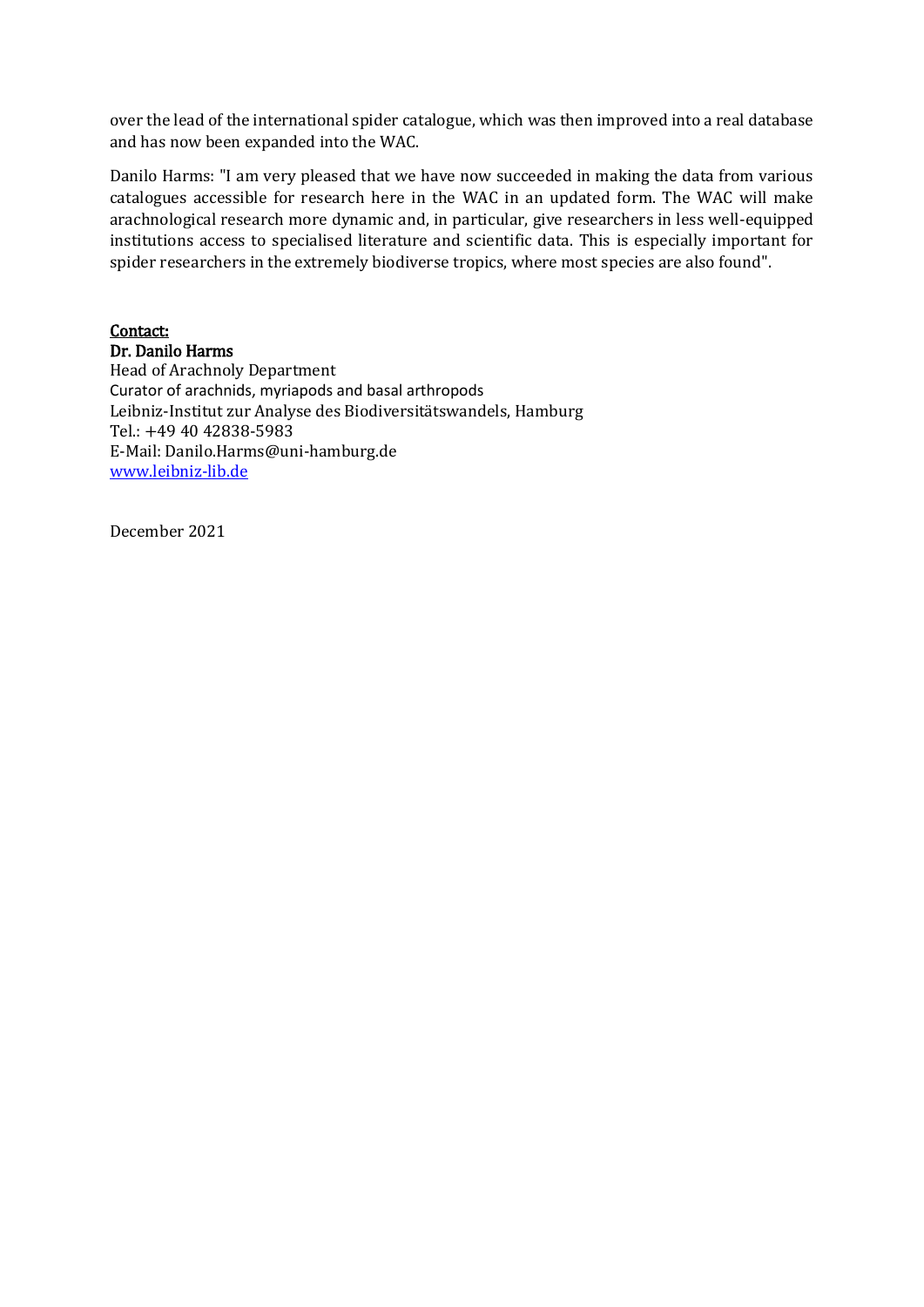over the lead of the international spider catalogue, which was then improved into a real database and has now been expanded into the WAC.

Danilo Harms: "I am very pleased that we have now succeeded in making the data from various catalogues accessible for research here in the WAC in an updated form. The WAC will make arachnological research more dynamic and, in particular, give researchers in less well-equipped institutions access to specialised literature and scientific data. This is especially important for spider researchers in the extremely biodiverse tropics, where most species are also found".

**Contact:**
**Dr. Danilo Harms**
Head of Arachnoly Department
Curator of arachnids, myriapods and basal arthropods
Leibniz-Institut zur Analyse des Biodiversitätswandels, Hamburg
Tel.: +49 40 42838-5983
E-Mail: Danilo.Harms@uni-hamburg.de
[www.leibniz-lib.de](http://www.leibniz-lib.de)

December 2021